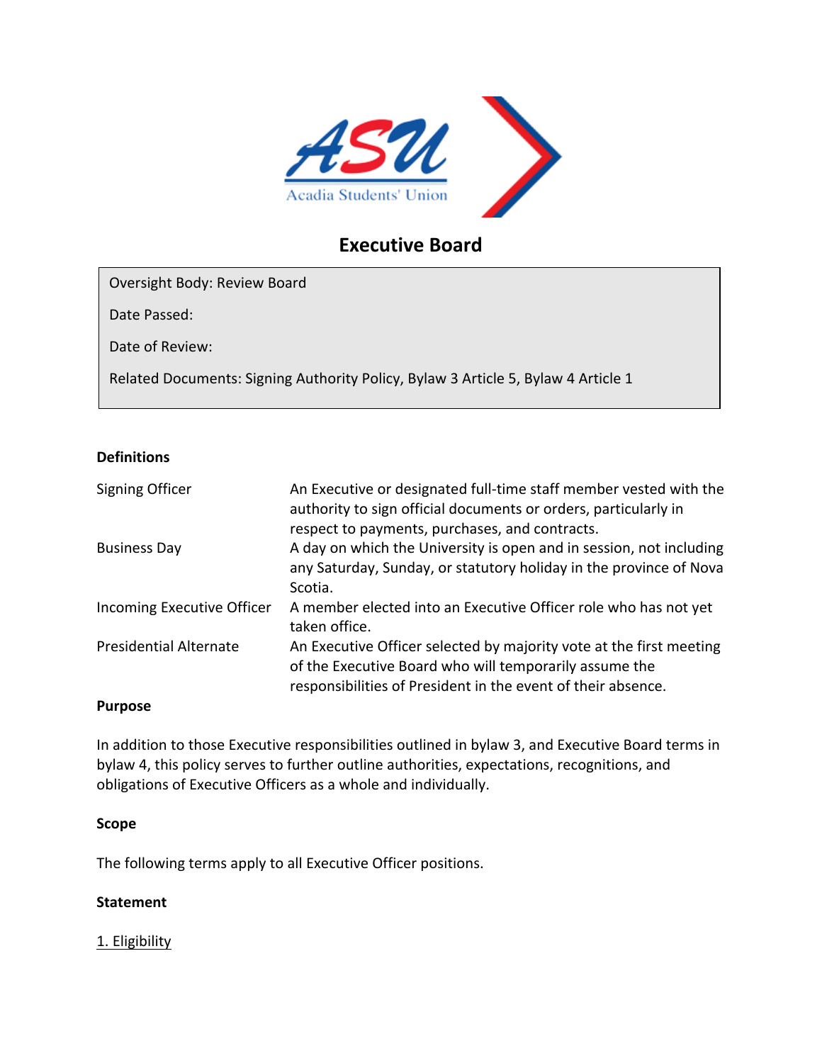# Executive Board

| |
|---|
| Oversight Body: Review Board |
| Date Passed: |
| Date of Review: |
| Related Documents: Signing Authority Policy, Bylaw 3 Article 5, Bylaw 4 Article 1 |

**Definitions**

| | |
|---|---|
| Signing Officer | An Executive or designated full-time staff member vested with the authority to sign official documents or orders, particularly in respect to payments, purchases, and contracts. |
| Business Day | A day on which the University is open and in session, not including any Saturday, Sunday, or statutory holiday in the province of Nova Scotia. |
| Incoming Executive Officer | A member elected into an Executive Officer role who has not yet taken office. |
| Presidential Alternate | An Executive Officer selected by majority vote at the first meeting of the Executive Board who will temporarily assume the responsibilities of President in the event of their absence. |

**Purpose**

In addition to those Executive responsibilities outlined in bylaw 3, and Executive Board terms in bylaw 4, this policy serves to further outline authorities, expectations, recognitions, and obligations of Executive Officers as a whole and individually.

**Scope**

The following terms apply to all Executive Officer positions.

**Statement**

1. Eligibility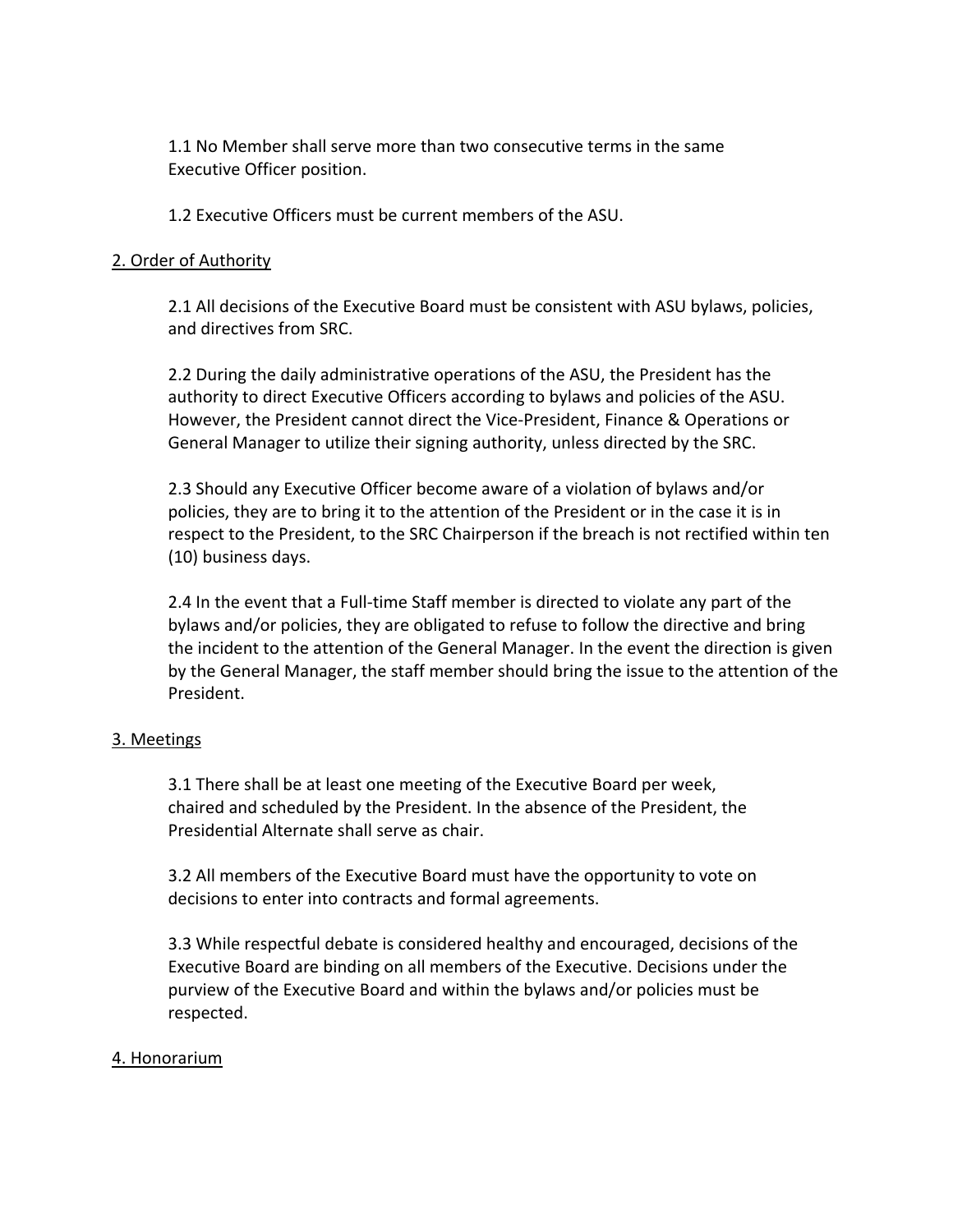1.1 No Member shall serve more than two consecutive terms in the same Executive Officer position.

1.2 Executive Officers must be current members of the ASU.

## 2. Order of Authority

2.1 All decisions of the Executive Board must be consistent with ASU bylaws, policies, and directives from SRC.

2.2 During the daily administrative operations of the ASU, the President has the authority to direct Executive Officers according to bylaws and policies of the ASU. However, the President cannot direct the Vice-President, Finance & Operations or General Manager to utilize their signing authority, unless directed by the SRC.

2.3 Should any Executive Officer become aware of a violation of bylaws and/or policies, they are to bring it to the attention of the President or in the case it is in respect to the President, to the SRC Chairperson if the breach is not rectified within ten (10) business days.

2.4 In the event that a Full-time Staff member is directed to violate any part of the bylaws and/or policies, they are obligated to refuse to follow the directive and bring the incident to the attention of the General Manager. In the event the direction is given by the General Manager, the staff member should bring the issue to the attention of the President.

## 3. Meetings

3.1 There shall be at least one meeting of the Executive Board per week, chaired and scheduled by the President. In the absence of the President, the Presidential Alternate shall serve as chair.

3.2 All members of the Executive Board must have the opportunity to vote on decisions to enter into contracts and formal agreements.

3.3 While respectful debate is considered healthy and encouraged, decisions of the Executive Board are binding on all members of the Executive. Decisions under the purview of the Executive Board and within the bylaws and/or policies must be respected.

## 4. Honorarium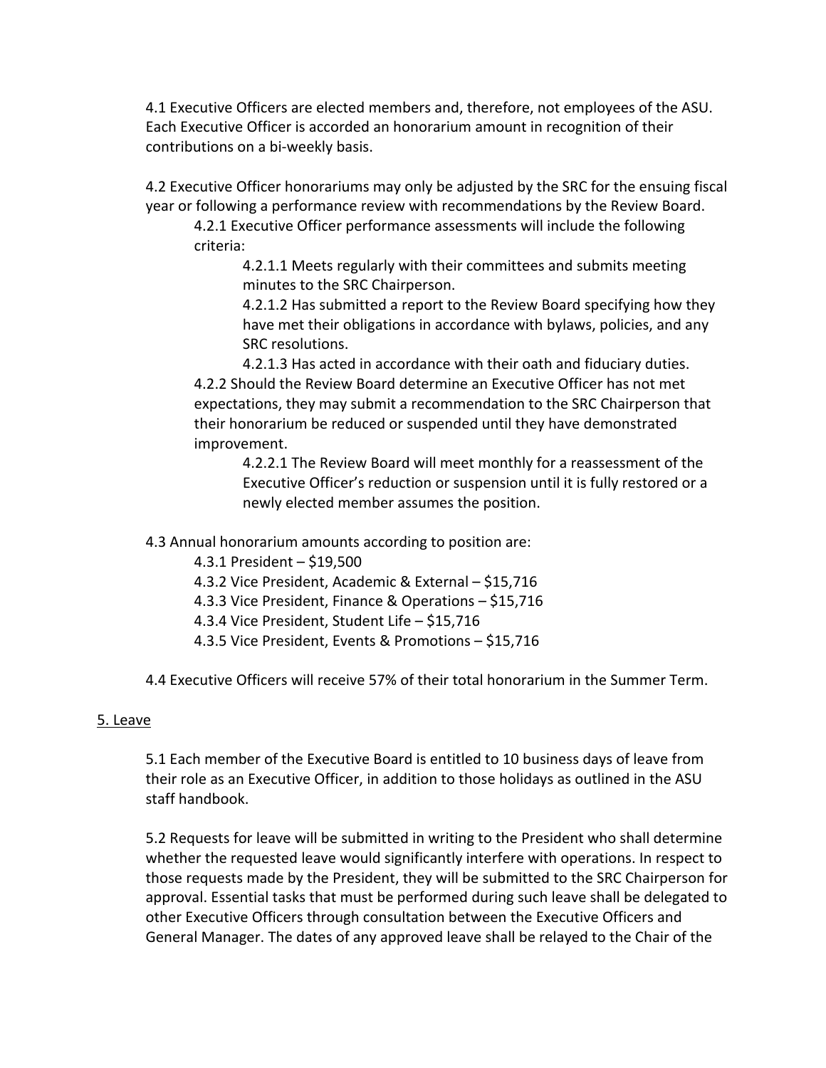4.1 Executive Officers are elected members and, therefore, not employees of the ASU. Each Executive Officer is accorded an honorarium amount in recognition of their contributions on a bi-weekly basis.

4.2 Executive Officer honorariums may only be adjusted by the SRC for the ensuing fiscal year or following a performance review with recommendations by the Review Board.

- 4.2.1 Executive Officer performance assessments will include the following criteria:
  - 4.2.1.1 Meets regularly with their committees and submits meeting minutes to the SRC Chairperson.
  - 4.2.1.2 Has submitted a report to the Review Board specifying how they have met their obligations in accordance with bylaws, policies, and any SRC resolutions.
  - 4.2.1.3 Has acted in accordance with their oath and fiduciary duties.
- 4.2.2 Should the Review Board determine an Executive Officer has not met expectations, they may submit a recommendation to the SRC Chairperson that their honorarium be reduced or suspended until they have demonstrated improvement.
  - 4.2.2.1 The Review Board will meet monthly for a reassessment of the Executive Officer's reduction or suspension until it is fully restored or a newly elected member assumes the position.

4.3 Annual honorarium amounts according to position are:

- 4.3.1 President – $19,500
- 4.3.2 Vice President, Academic & External – $15,716
- 4.3.3 Vice President, Finance & Operations – $15,716
- 4.3.4 Vice President, Student Life – $15,716
- 4.3.5 Vice President, Events & Promotions – $15,716

4.4 Executive Officers will receive 57% of their total honorarium in the Summer Term.

## 5. Leave

5.1 Each member of the Executive Board is entitled to 10 business days of leave from their role as an Executive Officer, in addition to those holidays as outlined in the ASU staff handbook.

5.2 Requests for leave will be submitted in writing to the President who shall determine whether the requested leave would significantly interfere with operations. In respect to those requests made by the President, they will be submitted to the SRC Chairperson for approval. Essential tasks that must be performed during such leave shall be delegated to other Executive Officers through consultation between the Executive Officers and General Manager. The dates of any approved leave shall be relayed to the Chair of the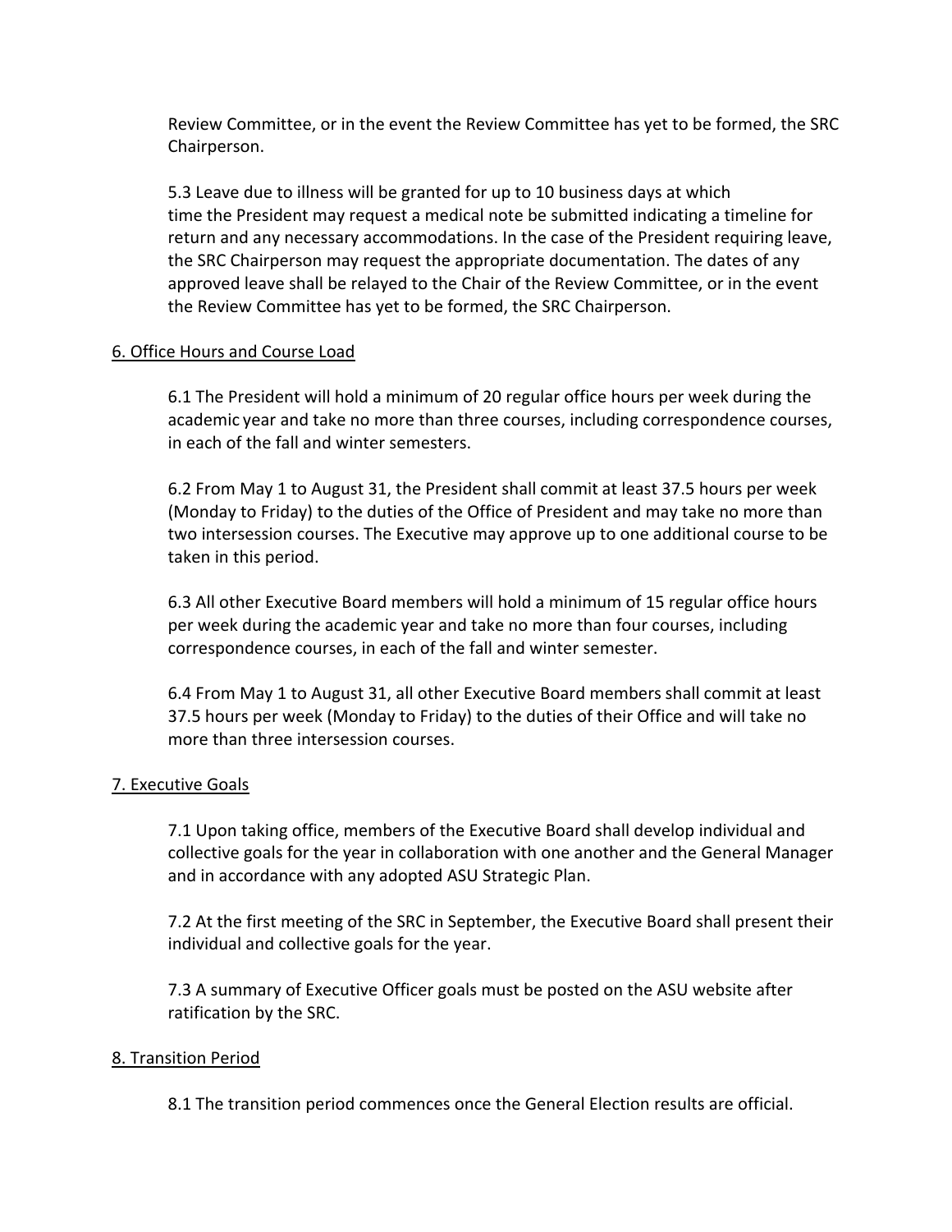Review Committee, or in the event the Review Committee has yet to be formed, the SRC Chairperson.

5.3 Leave due to illness will be granted for up to 10 business days at which time the President may request a medical note be submitted indicating a timeline for return and any necessary accommodations. In the case of the President requiring leave, the SRC Chairperson may request the appropriate documentation. The dates of any approved leave shall be relayed to the Chair of the Review Committee, or in the event the Review Committee has yet to be formed, the SRC Chairperson.

<u>6. Office Hours and Course Load</u>

6.1 The President will hold a minimum of 20 regular office hours per week during the academic year and take no more than three courses, including correspondence courses, in each of the fall and winter semesters.

6.2 From May 1 to August 31, the President shall commit at least 37.5 hours per week (Monday to Friday) to the duties of the Office of President and may take no more than two intersession courses. The Executive may approve up to one additional course to be taken in this period.

6.3 All other Executive Board members will hold a minimum of 15 regular office hours per week during the academic year and take no more than four courses, including correspondence courses, in each of the fall and winter semester.

6.4 From May 1 to August 31, all other Executive Board members shall commit at least 37.5 hours per week (Monday to Friday) to the duties of their Office and will take no more than three intersession courses.

<u>7. Executive Goals</u>

7.1 Upon taking office, members of the Executive Board shall develop individual and collective goals for the year in collaboration with one another and the General Manager and in accordance with any adopted ASU Strategic Plan.

7.2 At the first meeting of the SRC in September, the Executive Board shall present their individual and collective goals for the year.

7.3 A summary of Executive Officer goals must be posted on the ASU website after ratification by the SRC.

<u>8. Transition Period</u>

8.1 The transition period commences once the General Election results are official.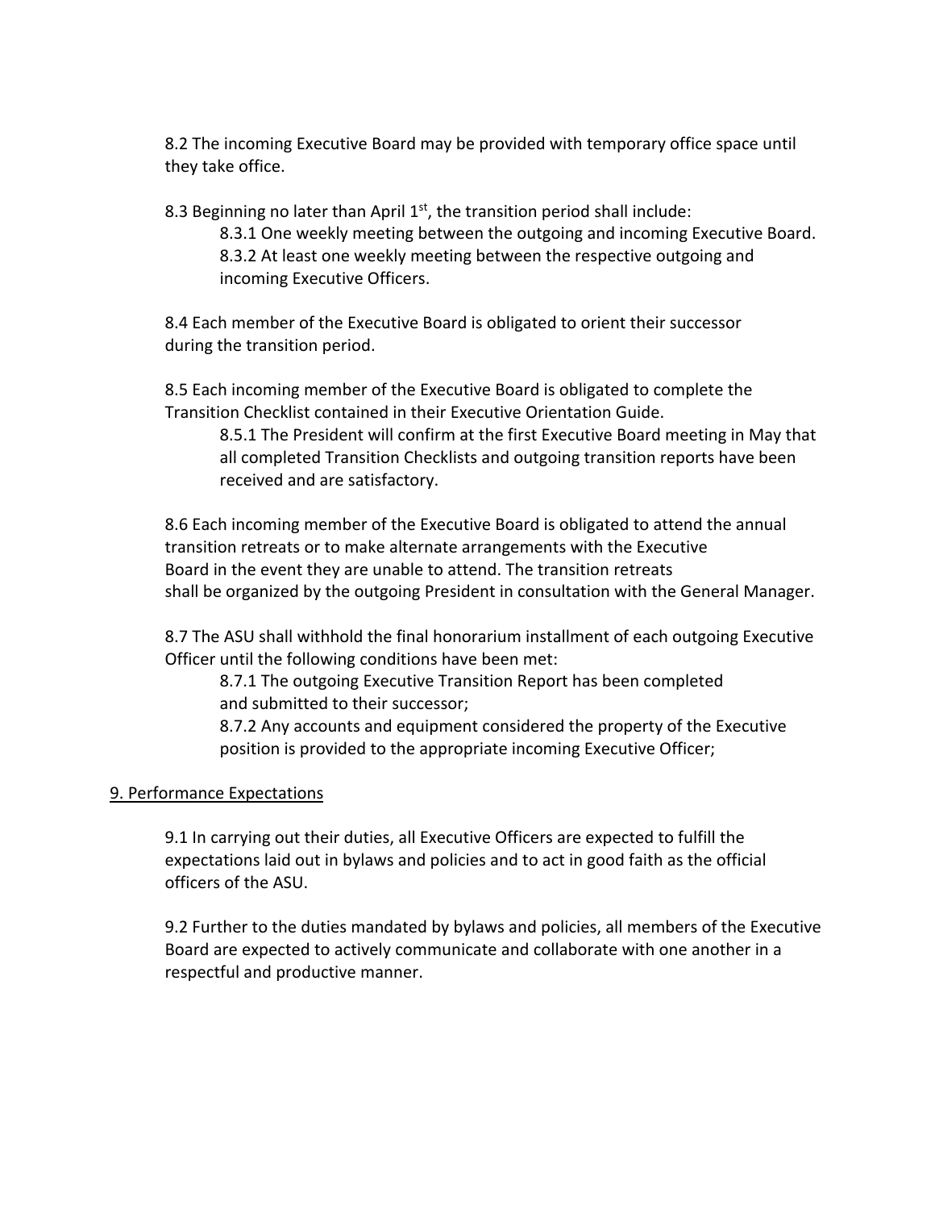8.2 The incoming Executive Board may be provided with temporary office space until they take office.

8.3 Beginning no later than April 1st, the transition period shall include:

8.3.1 One weekly meeting between the outgoing and incoming Executive Board.

8.3.2 At least one weekly meeting between the respective outgoing and incoming Executive Officers.

8.4 Each member of the Executive Board is obligated to orient their successor during the transition period.

8.5 Each incoming member of the Executive Board is obligated to complete the Transition Checklist contained in their Executive Orientation Guide.

8.5.1 The President will confirm at the first Executive Board meeting in May that all completed Transition Checklists and outgoing transition reports have been received and are satisfactory.

8.6 Each incoming member of the Executive Board is obligated to attend the annual transition retreats or to make alternate arrangements with the Executive Board in the event they are unable to attend. The transition retreats shall be organized by the outgoing President in consultation with the General Manager.

8.7 The ASU shall withhold the final honorarium installment of each outgoing Executive Officer until the following conditions have been met:

8.7.1 The outgoing Executive Transition Report has been completed and submitted to their successor;

8.7.2 Any accounts and equipment considered the property of the Executive position is provided to the appropriate incoming Executive Officer;

## 9. Performance Expectations

9.1 In carrying out their duties, all Executive Officers are expected to fulfill the expectations laid out in bylaws and policies and to act in good faith as the official officers of the ASU.

9.2 Further to the duties mandated by bylaws and policies, all members of the Executive Board are expected to actively communicate and collaborate with one another in a respectful and productive manner.